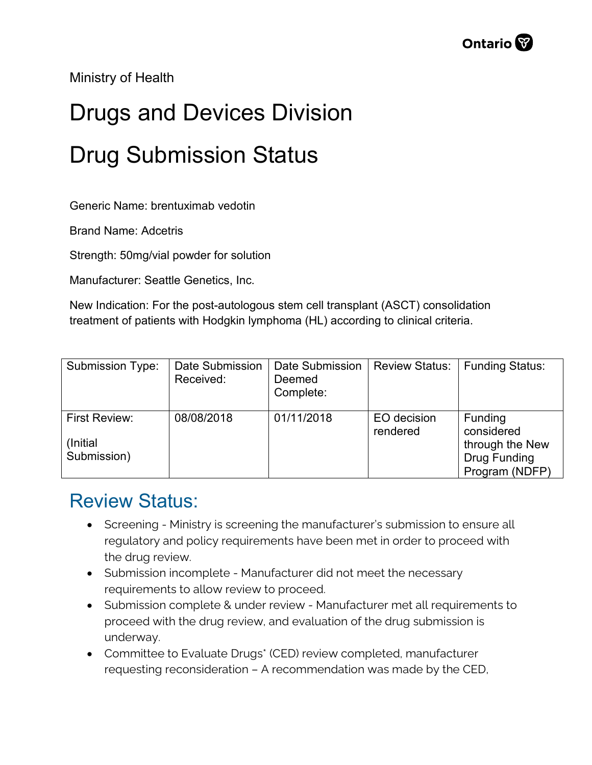Ministry of Health

# Drugs and Devices Division

# Drug Submission Status

Generic Name: brentuximab vedotin

Brand Name: Adcetris

Strength: 50mg/vial powder for solution

Manufacturer: Seattle Genetics, Inc.

New Indication: For the post-autologous stem cell transplant (ASCT) consolidation treatment of patients with Hodgkin lymphoma (HL) according to clinical criteria.

| Submission Type: | Date Submission Received: | Date Submission Deemed Complete: | Review Status: | Funding Status: |
|---|---|---|---|---|
| First Review: (Initial Submission) | 08/08/2018 | 01/11/2018 | EO decision rendered | Funding considered through the New Drug Funding Program (NDFP) |

## Review Status:

- Screening - Ministry is screening the manufacturer's submission to ensure all regulatory and policy requirements have been met in order to proceed with the drug review.
- Submission incomplete - Manufacturer did not meet the necessary requirements to allow review to proceed.
- Submission complete & under review - Manufacturer met all requirements to proceed with the drug review, and evaluation of the drug submission is underway.
- Committee to Evaluate Drugs* (CED) review completed, manufacturer requesting reconsideration – A recommendation was made by the CED,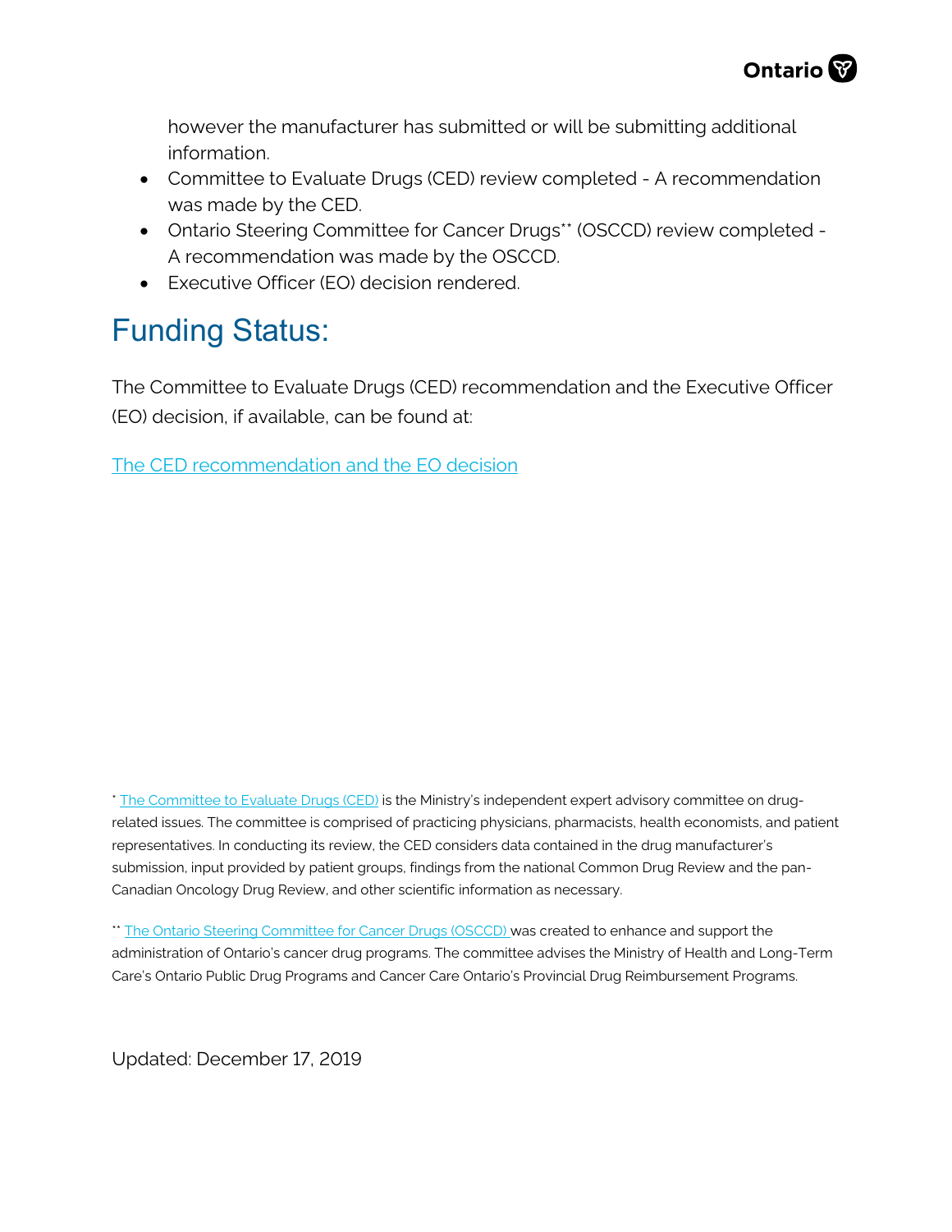however the manufacturer has submitted or will be submitting additional information.

- Committee to Evaluate Drugs (CED) review completed - A recommendation was made by the CED.
- Ontario Steering Committee for Cancer Drugs** (OSCCD) review completed - A recommendation was made by the OSCCD.
- Executive Officer (EO) decision rendered.

## Funding Status:

The Committee to Evaluate Drugs (CED) recommendation and the Executive Officer (EO) decision, if available, can be found at:

The CED recommendation and the EO decision

* The Committee to Evaluate Drugs (CED) is the Ministry's independent expert advisory committee on drug-related issues. The committee is comprised of practicing physicians, pharmacists, health economists, and patient representatives. In conducting its review, the CED considers data contained in the drug manufacturer's submission, input provided by patient groups, findings from the national Common Drug Review and the pan-Canadian Oncology Drug Review, and other scientific information as necessary.

** The Ontario Steering Committee for Cancer Drugs (OSCCD) was created to enhance and support the administration of Ontario's cancer drug programs. The committee advises the Ministry of Health and Long-Term Care's Ontario Public Drug Programs and Cancer Care Ontario's Provincial Drug Reimbursement Programs.

Updated: December 17, 2019